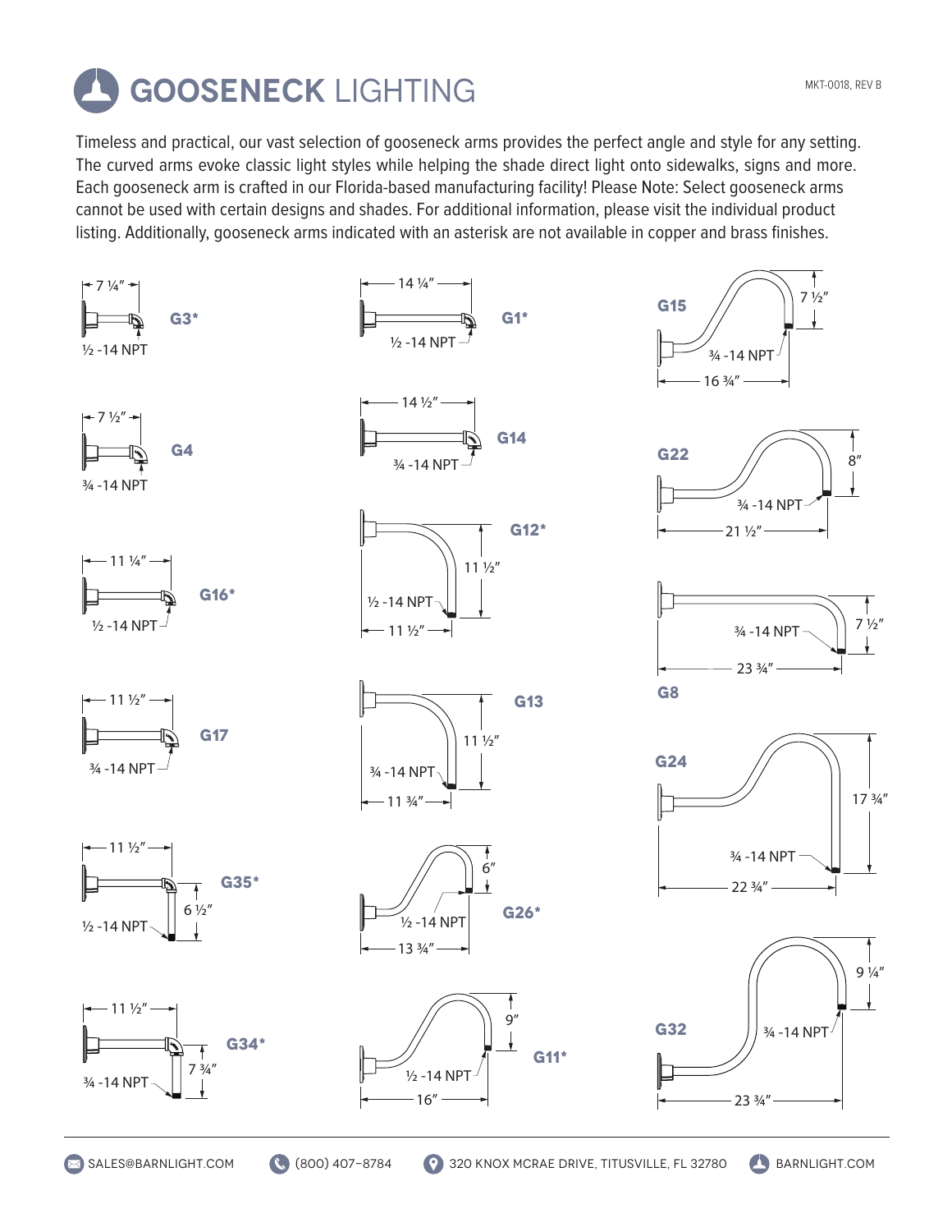# GOOSENECK LIGHTING

MKT-0018, REV B

Timeless and practical, our vast selection of gooseneck arms provides the perfect angle and style for any setting. The curved arms evoke classic light styles while helping the shade direct light onto sidewalks, signs and more. Each gooseneck arm is crafted in our Florida-based manufacturing facility! Please Note: Select gooseneck arms cannot be used with certain designs and shades. For additional information, please visit the individual product listing. Additionally, gooseneck arms indicated with an asterisk are not available in copper and brass finishes.

**G3***
7 ¼″
½ -14 NPT

**G4**
7 ½″
¾ -14 NPT

**G16***
11 ¼″
½ -14 NPT

**G17**
11 ½″
¾ -14 NPT

**G35***
11 ½″
6 ½″
½ -14 NPT

**G34***
11 ½″
7 ¾″
¾ -14 NPT

**G1***
14 ¼″
½ -14 NPT

**G14**
14 ½″
¾ -14 NPT

**G12***
11 ½″
11 ½″
½ -14 NPT

**G13**
11 ½″
11 ¾″
¾ -14 NPT

**G26***
6″
13 ¾″
½ -14 NPT

**G11***
9″
16″
½ -14 NPT

**G15**
7 ½″
16 ¾″
¾ -14 NPT

**G22**
8″
21 ½″
¾ -14 NPT

**G8**
7 ½″
23 ¾″
¾ -14 NPT

**G24**
17 ¾″
22 ¾″
¾ -14 NPT

**G32**
9 ¼″
23 ¾″
¾ -14 NPT

SALES@BARNLIGHT.COM | (800) 407-8784 | 320 KNOX MCRAE DRIVE, TITUSVILLE, FL 32780 | BARNLIGHT.COM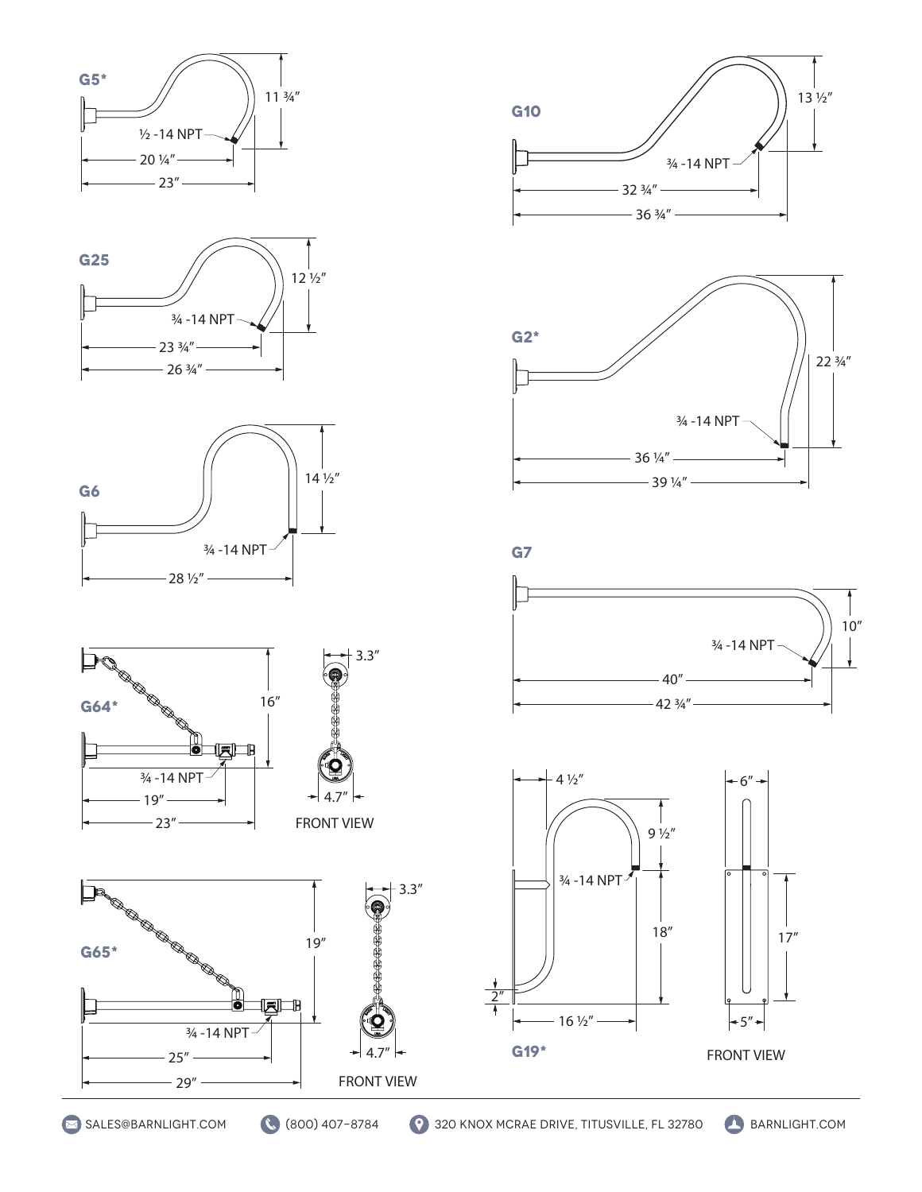## G5*

½ -14 NPT

11 ¾″

20 ¼″

23″

## G10

¾ -14 NPT

13 ½″

32 ¾″

36 ¾″

## G25

¾ -14 NPT

12 ½″

23 ¾″

26 ¾″

## G2*

¾ -14 NPT

22 ¾″

36 ¼″

39 ¼″

## G6

¾ -14 NPT

14 ½″

28 ½″

## G7

¾ -14 NPT

10″

40″

42 ¾″

## G64*

16″

¾ -14 NPT

19″

23″

3.3″

4.7″

FRONT VIEW

## G65*

19″

¾ -14 NPT

25″

29″

3.3″

4.7″

FRONT VIEW

## G19*

4 ½″

9 ½″

¾ -14 NPT

18″

2″

16 ½″

6″

17″

5″

FRONT VIEW

SALES@BARNLIGHT.COM (800) 407-8784 320 KNOX MCRAE DRIVE, TITUSVILLE, FL 32780 BARNLIGHT.COM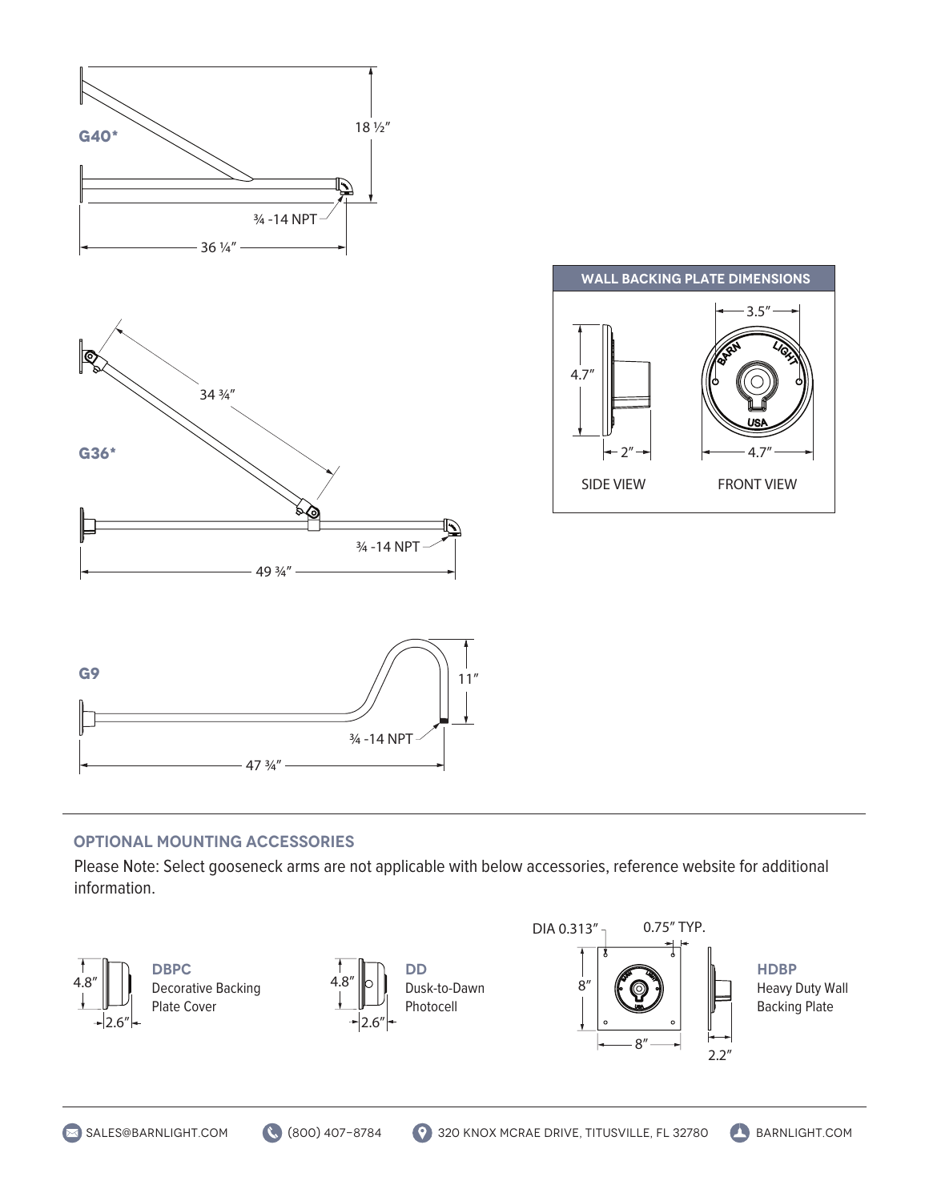G40*

18 ½″

¾ -14 NPT

36 ¼″

G36*

34 ¾″

¾ -14 NPT

49 ¾″

G9

11″

¾ -14 NPT

47 ¾″

**WALL BACKING PLATE DIMENSIONS**

4.7″

2″

SIDE VIEW

3.5″

4.7″

FRONT VIEW

## OPTIONAL MOUNTING ACCESSORIES

Please Note: Select gooseneck arms are not applicable with below accessories, reference website for additional information.

4.8″

2.6″

**DBPC**
Decorative Backing Plate Cover

4.8″

2.6″

**DD**
Dusk-to-Dawn Photocell

DIA 0.313″

0.75″ TYP.

8″

8″

2.2″

**HDBP**
Heavy Duty Wall Backing Plate

SALES@BARNLIGHT.COM (800) 407-8784 320 KNOX MCRAE DRIVE, TITUSVILLE, FL 32780 BARNLIGHT.COM